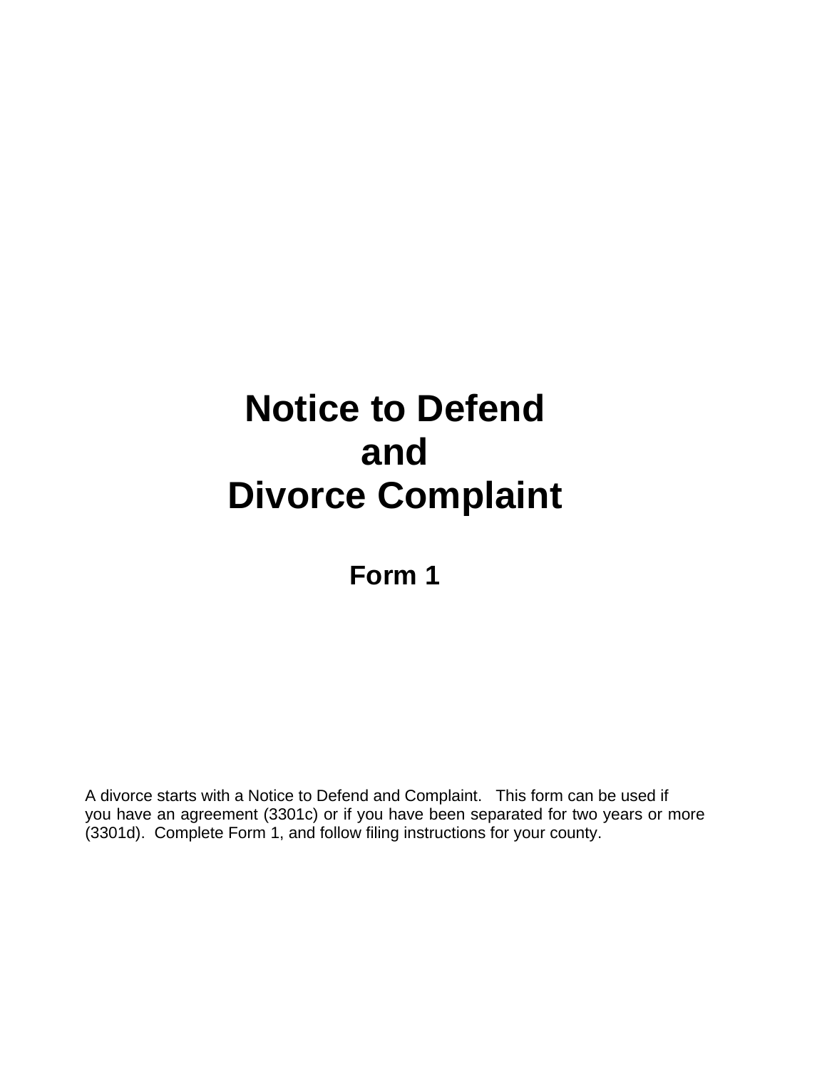# Notice to Defend
# and
# Divorce Complaint

## Form 1

A divorce starts with a Notice to Defend and Complaint. This form can be used if you have an agreement (3301c) or if you have been separated for two years or more (3301d). Complete Form 1, and follow filing instructions for your county.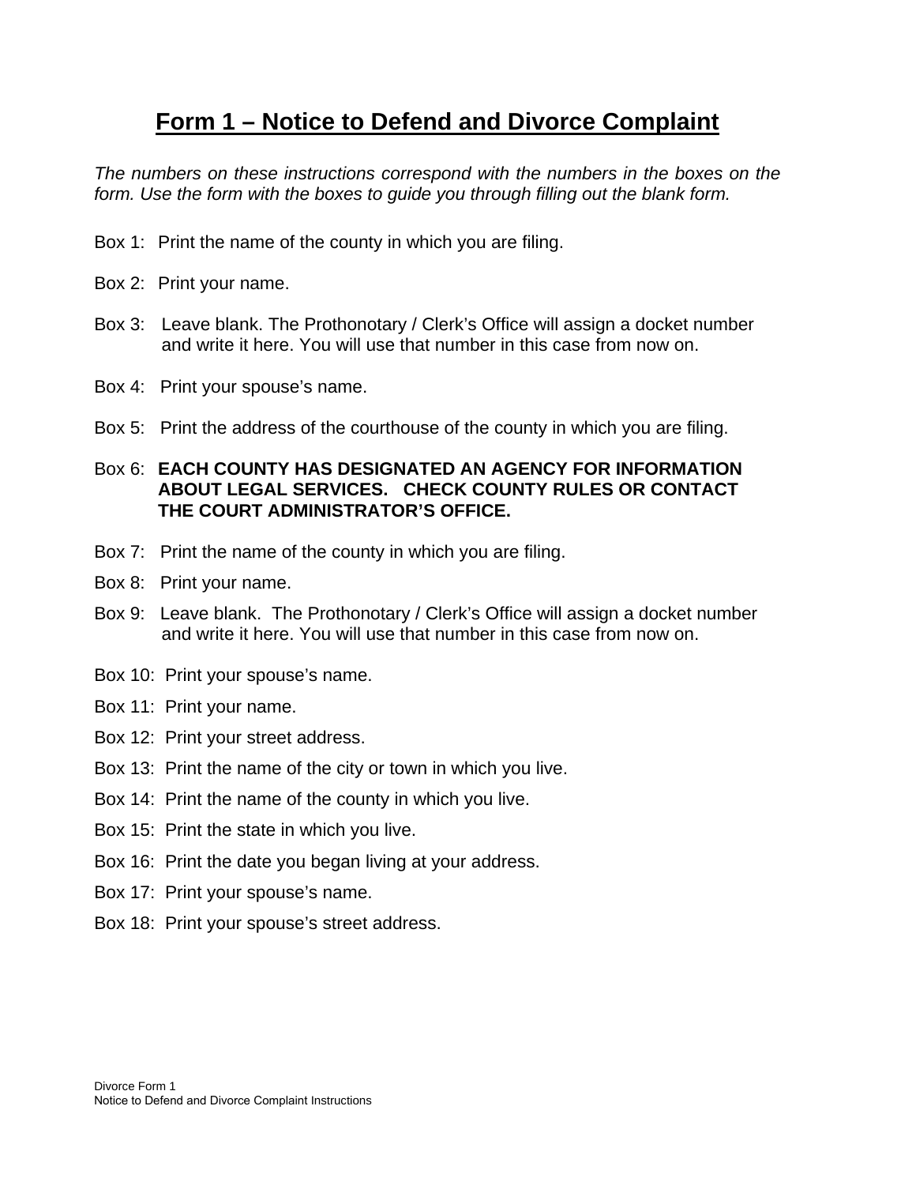# Form 1 – Notice to Defend and Divorce Complaint

*The numbers on these instructions correspond with the numbers in the boxes on the form. Use the form with the boxes to guide you through filling out the blank form.*

Box 1: Print the name of the county in which you are filing.

Box 2: Print your name.

Box 3: Leave blank. The Prothonotary / Clerk's Office will assign a docket number and write it here. You will use that number in this case from now on.

Box 4: Print your spouse's name.

Box 5: Print the address of the courthouse of the county in which you are filing.

Box 6: **EACH COUNTY HAS DESIGNATED AN AGENCY FOR INFORMATION ABOUT LEGAL SERVICES. CHECK COUNTY RULES OR CONTACT THE COURT ADMINISTRATOR'S OFFICE.**

Box 7: Print the name of the county in which you are filing.

Box 8: Print your name.

Box 9: Leave blank. The Prothonotary / Clerk's Office will assign a docket number and write it here. You will use that number in this case from now on.

Box 10: Print your spouse's name.

Box 11: Print your name.

Box 12: Print your street address.

Box 13: Print the name of the city or town in which you live.

Box 14: Print the name of the county in which you live.

Box 15: Print the state in which you live.

Box 16: Print the date you began living at your address.

Box 17: Print your spouse's name.

Box 18: Print your spouse's street address.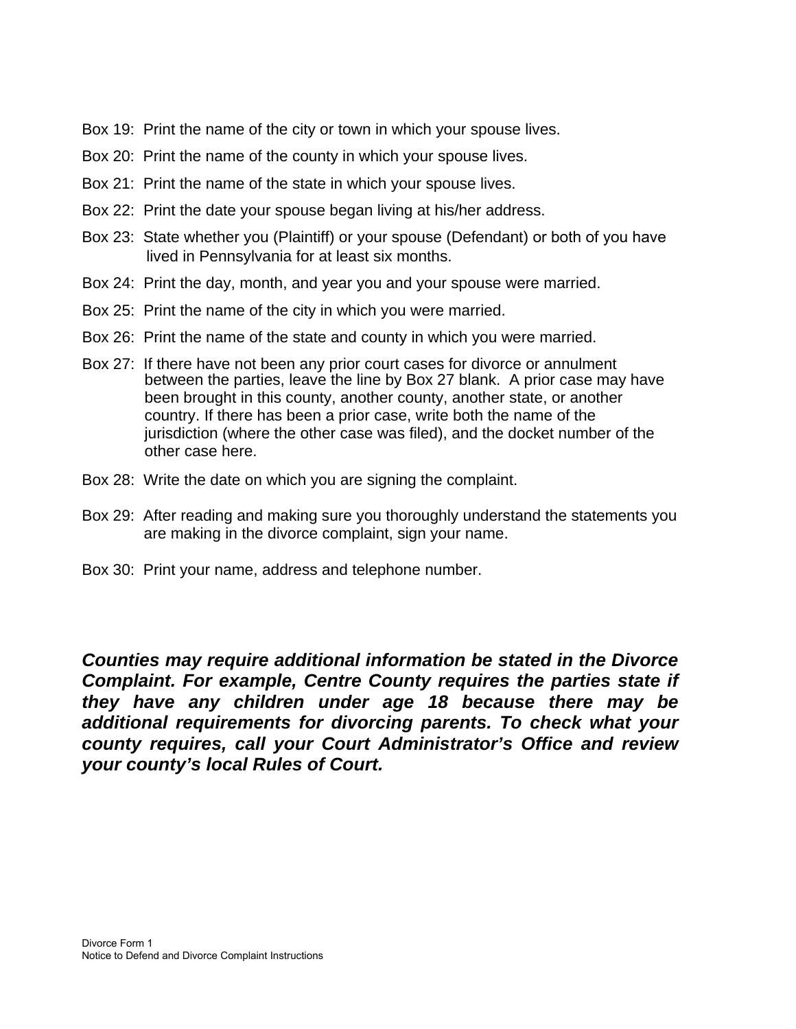Box 19: Print the name of the city or town in which your spouse lives.

Box 20: Print the name of the county in which your spouse lives.

Box 21: Print the name of the state in which your spouse lives.

Box 22: Print the date your spouse began living at his/her address.

Box 23: State whether you (Plaintiff) or your spouse (Defendant) or both of you have lived in Pennsylvania for at least six months.

Box 24: Print the day, month, and year you and your spouse were married.

Box 25: Print the name of the city in which you were married.

Box 26: Print the name of the state and county in which you were married.

Box 27: If there have not been any prior court cases for divorce or annulment between the parties, leave the line by Box 27 blank. A prior case may have been brought in this county, another county, another state, or another country. If there has been a prior case, write both the name of the jurisdiction (where the other case was filed), and the docket number of the other case here.

Box 28: Write the date on which you are signing the complaint.

Box 29: After reading and making sure you thoroughly understand the statements you are making in the divorce complaint, sign your name.

Box 30: Print your name, address and telephone number.

***Counties may require additional information be stated in the Divorce Complaint. For example, Centre County requires the parties state if they have any children under age 18 because there may be additional requirements for divorcing parents. To check what your county requires, call your Court Administrator's Office and review your county's local Rules of Court.***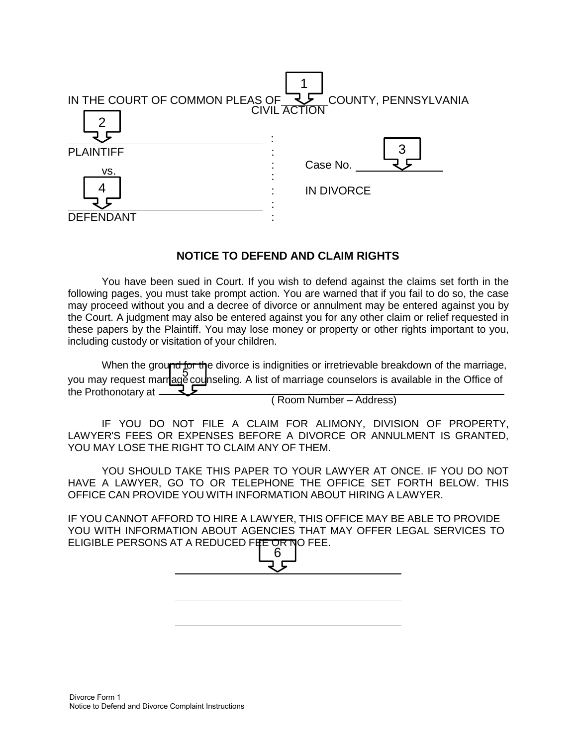IN THE COURT OF COMMON PLEAS OF 1 ______ COUNTY, PENNSYLVANIA
CIVIL ACTION

| | | |
|---|---|---|
| 2 ______________________________ | : | |
| PLAINTIFF | : | |
| vs. | : | Case No. 3 ______________ |
| 4 ______________________________ | : | IN DIVORCE |
| DEFENDANT | : | |

## NOTICE TO DEFEND AND CLAIM RIGHTS

You have been sued in Court. If you wish to defend against the claims set forth in the following pages, you must take prompt action. You are warned that if you fail to do so, the case may proceed without you and a decree of divorce or annulment may be entered against you by the Court. A judgment may also be entered against you for any other claim or relief requested in these papers by the Plaintiff. You may lose money or property or other rights important to you, including custody or visitation of your children.

When the ground for the divorce is indignities or irretrievable breakdown of the marriage, you may request marriage counseling. A list of marriage counselors is available in the Office of the Prothonotary at 5 ______________________________________________
( Room Number – Address)

IF YOU DO NOT FILE A CLAIM FOR ALIMONY, DIVISION OF PROPERTY, LAWYER'S FEES OR EXPENSES BEFORE A DIVORCE OR ANNULMENT IS GRANTED, YOU MAY LOSE THE RIGHT TO CLAIM ANY OF THEM.

YOU SHOULD TAKE THIS PAPER TO YOUR LAWYER AT ONCE. IF YOU DO NOT HAVE A LAWYER, GO TO OR TELEPHONE THE OFFICE SET FORTH BELOW. THIS OFFICE CAN PROVIDE YOU WITH INFORMATION ABOUT HIRING A LAWYER.

IF YOU CANNOT AFFORD TO HIRE A LAWYER, THIS OFFICE MAY BE ABLE TO PROVIDE YOU WITH INFORMATION ABOUT AGENCIES THAT MAY OFFER LEGAL SERVICES TO ELIGIBLE PERSONS AT A REDUCED FEE OR NO FEE.

6
______________________________________

______________________________________

______________________________________

Divorce Form 1
Notice to Defend and Divorce Complaint Instructions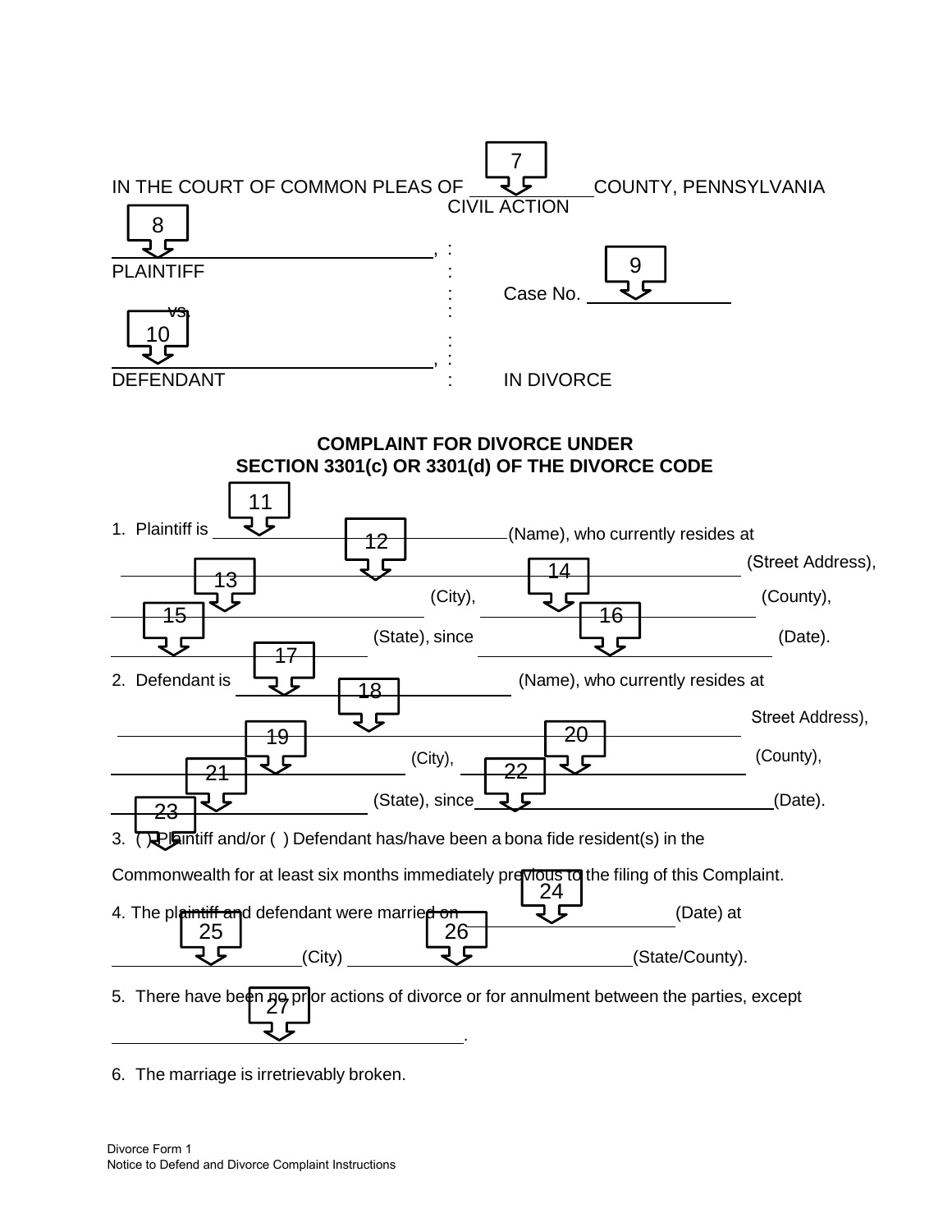IN THE COURT OF COMMON PLEAS OF ______________ COUNTY, PENNSYLVANIA
CIVIL ACTION

| | | |
|---|---|---|
| ________________________________, | : | |
| PLAINTIFF | : | |
| | : | Case No. ______________ |
| vs. | : | |
| | : | |
| ________________________________, | : | |
| DEFENDANT | : | IN DIVORCE |

**COMPLAINT FOR DIVORCE UNDER SECTION 3301(c) OR 3301(d) OF THE DIVORCE CODE**

1. Plaintiff is ______________________________(Name), who currently resides at ______________________________________________________ (Street Address), ______________________________ (City), ______________________________ (County), ______________________________ (State), since ______________________________ (Date).

2. Defendant is ______________________________ (Name), who currently resides at ______________________________________________________ Street Address), ______________________________ (City), ______________________________ (County), ______________________________ (State), since ______________________________(Date).

3. ( ) Plaintiff and/or ( ) Defendant has/have been a bona fide resident(s) in the Commonwealth for at least six months immediately previous to the filing of this Complaint.

4. The plaintiff and defendant were married on ______________________________ (Date) at ______________________(City) ______________________________(State/County).

5. There have been no prior actions of divorce or for annulment between the parties, except ______________________________________.

6. The marriage is irretrievably broken.

Divorce Form 1
Notice to Defend and Divorce Complaint Instructions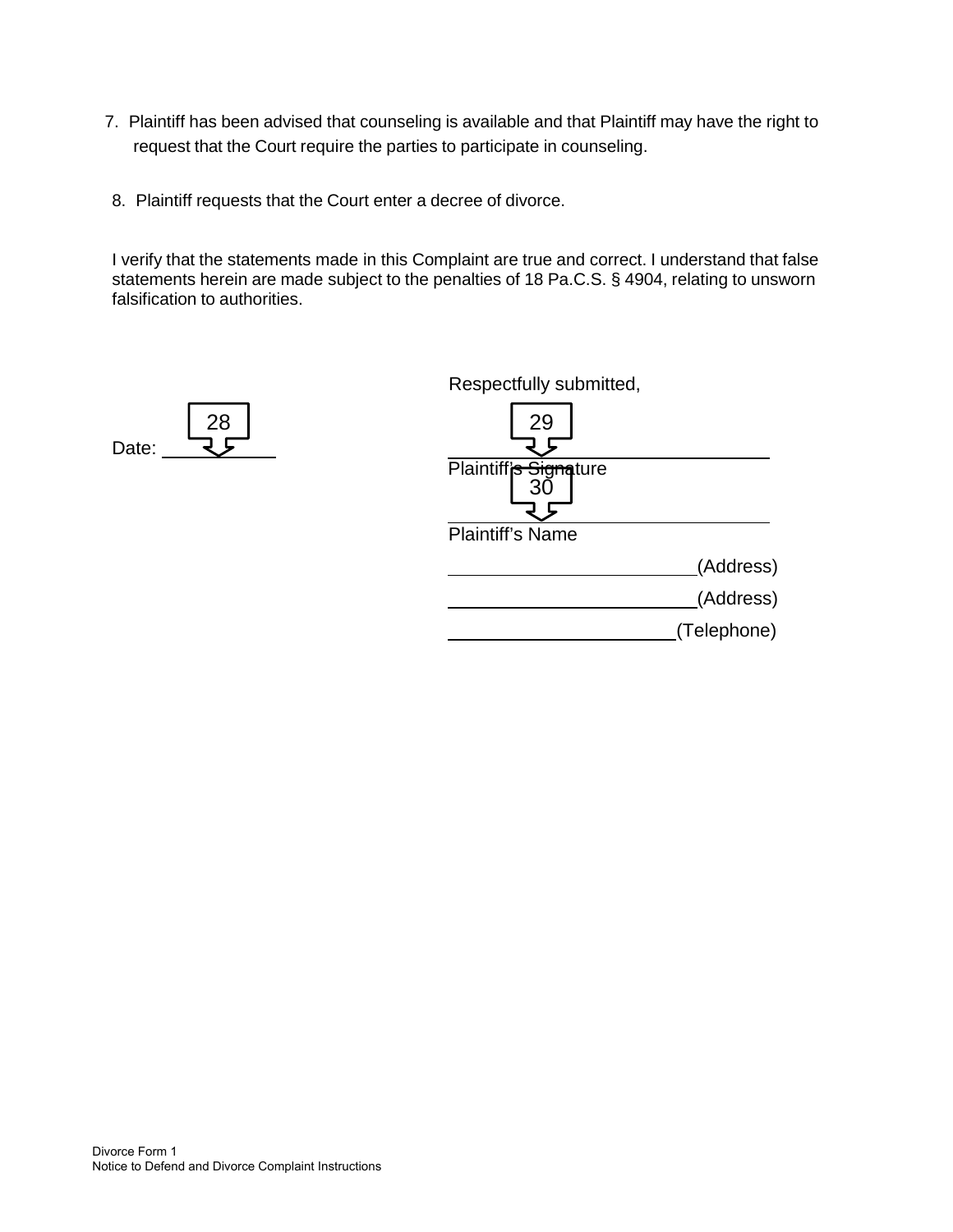7. Plaintiff has been advised that counseling is available and that Plaintiff may have the right to request that the Court require the parties to participate in counseling.

8. Plaintiff requests that the Court enter a decree of divorce.

I verify that the statements made in this Complaint are true and correct. I understand that false statements herein are made subject to the penalties of 18 Pa.C.S. § 4904, relating to unsworn falsification to authorities.

Respectfully submitted,

28

Date: ____________

29

________________________________
Plaintiff's Signature

30

________________________________
Plaintiff's Name

________________________(Address)

________________________(Address)

______________________(Telephone)

Divorce Form 1
Notice to Defend and Divorce Complaint Instructions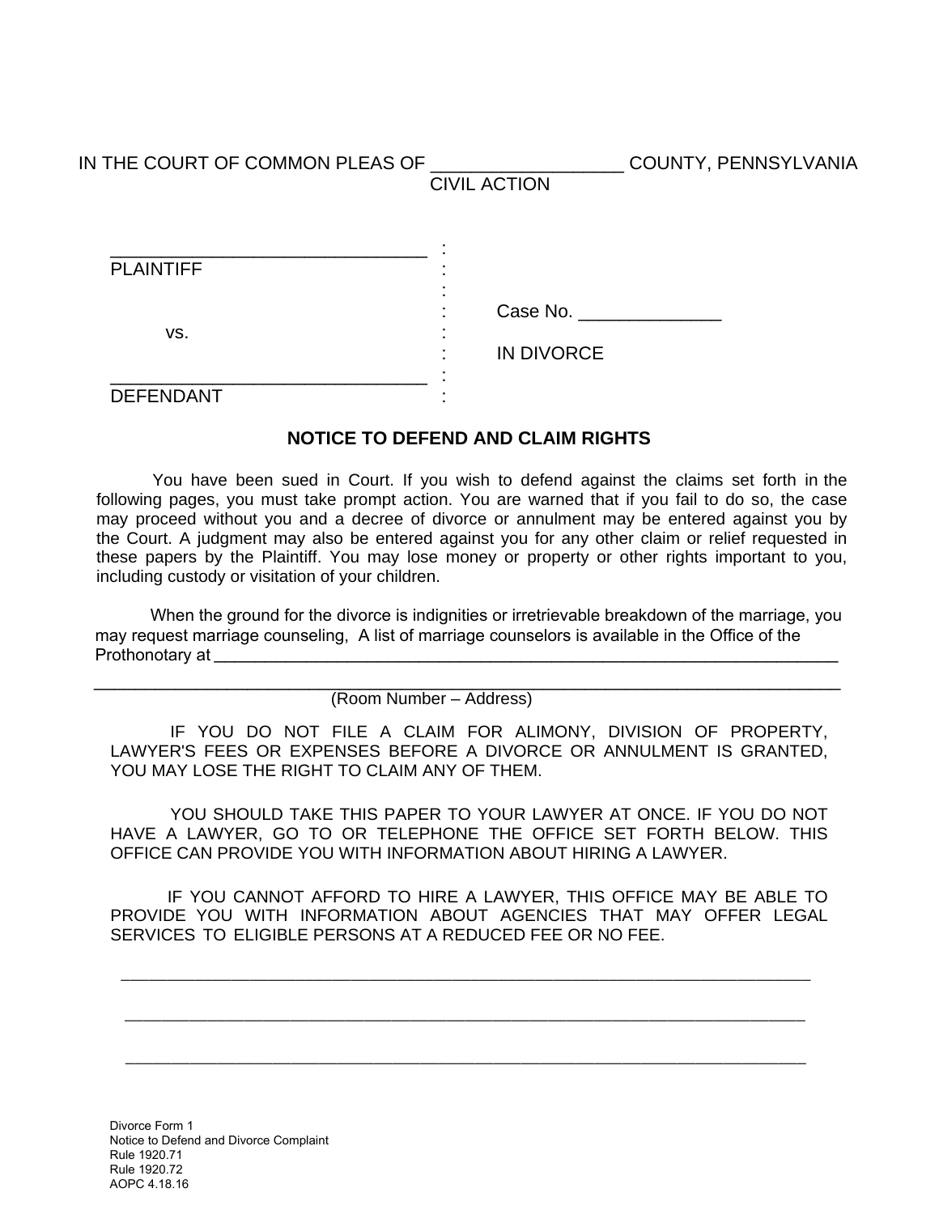IN THE COURT OF COMMON PLEAS OF ___________________ COUNTY, PENNSYLVANIA
CIVIL ACTION

| | | |
|---|---|---|
| _______________________________ | : | |
| PLAINTIFF | : | |
| | : | |
| | : | Case No. ______________ |
| vs. | : | |
| | : | IN DIVORCE |
| _______________________________ | : | |
| DEFENDANT | : | |

## NOTICE TO DEFEND AND CLAIM RIGHTS

You have been sued in Court. If you wish to defend against the claims set forth in the following pages, you must take prompt action. You are warned that if you fail to do so, the case may proceed without you and a decree of divorce or annulment may be entered against you by the Court. A judgment may also be entered against you for any other claim or relief requested in these papers by the Plaintiff. You may lose money or property or other rights important to you, including custody or visitation of your children.

When the ground for the divorce is indignities or irretrievable breakdown of the marriage, you may request marriage counseling, A list of marriage counselors is available in the Office of the Prothonotary at ___________________________________________________________________________

___________________________________________________________________________

(Room Number – Address)

IF YOU DO NOT FILE A CLAIM FOR ALIMONY, DIVISION OF PROPERTY, LAWYER'S FEES OR EXPENSES BEFORE A DIVORCE OR ANNULMENT IS GRANTED, YOU MAY LOSE THE RIGHT TO CLAIM ANY OF THEM.

YOU SHOULD TAKE THIS PAPER TO YOUR LAWYER AT ONCE. IF YOU DO NOT HAVE A LAWYER, GO TO OR TELEPHONE THE OFFICE SET FORTH BELOW. THIS OFFICE CAN PROVIDE YOU WITH INFORMATION ABOUT HIRING A LAWYER.

IF YOU CANNOT AFFORD TO HIRE A LAWYER, THIS OFFICE MAY BE ABLE TO PROVIDE YOU WITH INFORMATION ABOUT AGENCIES THAT MAY OFFER LEGAL SERVICES TO ELIGIBLE PERSONS AT A REDUCED FEE OR NO FEE.

___________________________________________________________________________

___________________________________________________________________________

___________________________________________________________________________

Divorce Form 1
Notice to Defend and Divorce Complaint
Rule 1920.71
Rule 1920.72
AOPC 4.18.16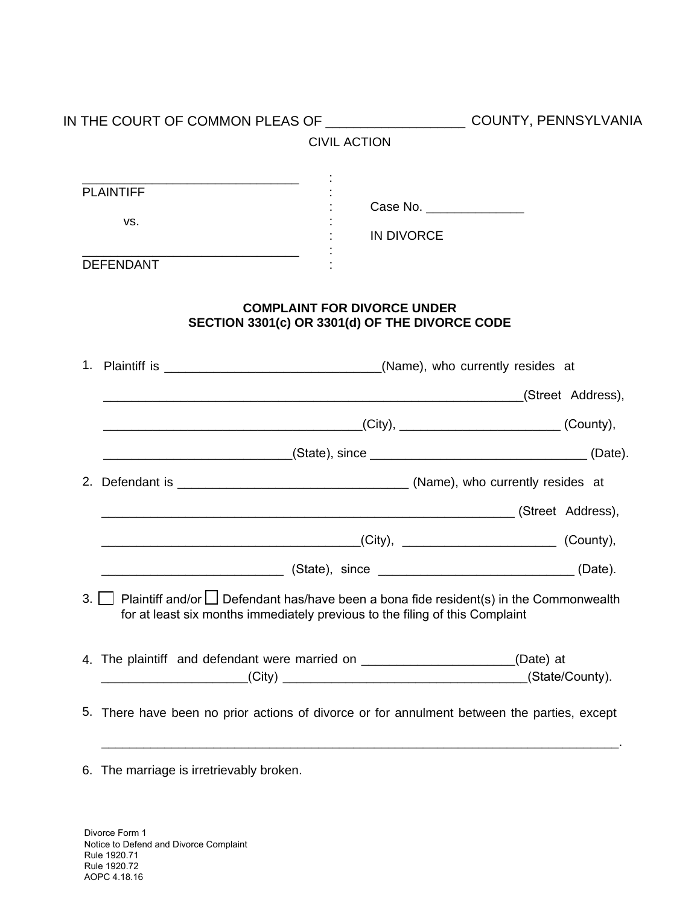IN THE COURT OF COMMON PLEAS OF __________________ COUNTY, PENNSYLVANIA

CIVIL ACTION

______________________________
PLAINTIFF

vs.

______________________________
DEFENDANT

Case No. ______________

IN DIVORCE

**COMPLAINT FOR DIVORCE UNDER SECTION 3301(c) OR 3301(d) OF THE DIVORCE CODE**

1. Plaintiff is ______________________________(Name), who currently resides at ____________________________________________________________(Street Address), ____________________________________(City), ______________________ (County), __________________________(State), since ______________________________ (Date).

2. Defendant is ________________________________ (Name), who currently resides at ____________________________________________________________ (Street Address), ____________________________________(City), _____________________ (County), _________________________ (State), since ___________________________ (Date).

3. ☐ Plaintiff and/or ☐ Defendant has/have been a bona fide resident(s) in the Commonwealth for at least six months immediately previous to the filing of this Complaint

4. The plaintiff and defendant were married on _____________________(Date) at ____________________(City) __________________________________(State/County).

5. There have been no prior actions of divorce or for annulment between the parties, except __________________________________________________________________________.

6. The marriage is irretrievably broken.

Divorce Form 1
Notice to Defend and Divorce Complaint
Rule 1920.71
Rule 1920.72
AOPC 4.18.16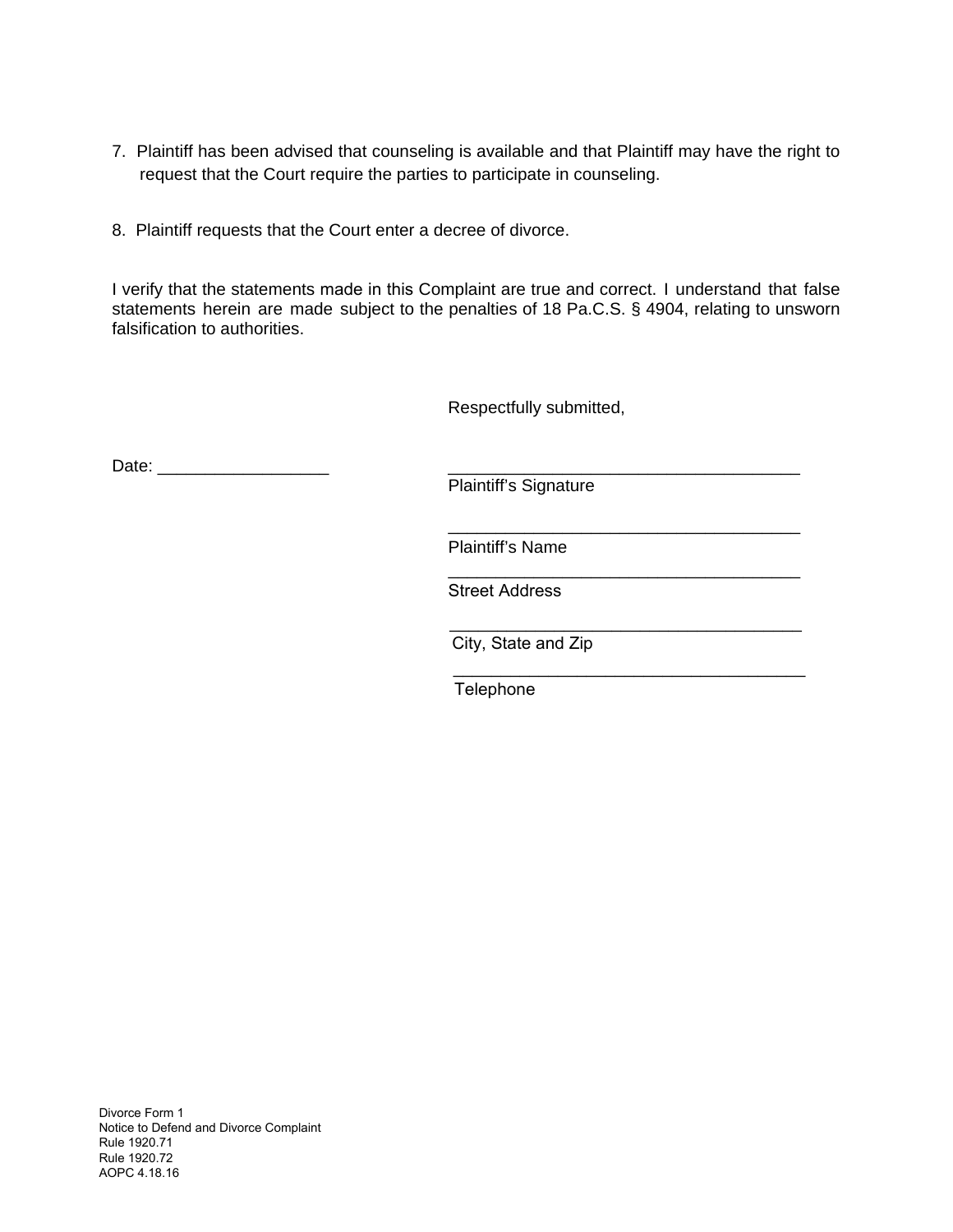7. Plaintiff has been advised that counseling is available and that Plaintiff may have the right to request that the Court require the parties to participate in counseling.

8. Plaintiff requests that the Court enter a decree of divorce.

I verify that the statements made in this Complaint are true and correct. I understand that false statements herein are made subject to the penalties of 18 Pa.C.S. § 4904, relating to unsworn falsification to authorities.

Respectfully submitted,

Date: ___________________

_______________________________________
Plaintiff's Signature

_______________________________________
Plaintiff's Name

_______________________________________
Street Address

_______________________________________
City, State and Zip

_______________________________________
Telephone

Divorce Form 1
Notice to Defend and Divorce Complaint
Rule 1920.71
Rule 1920.72
AOPC 4.18.16